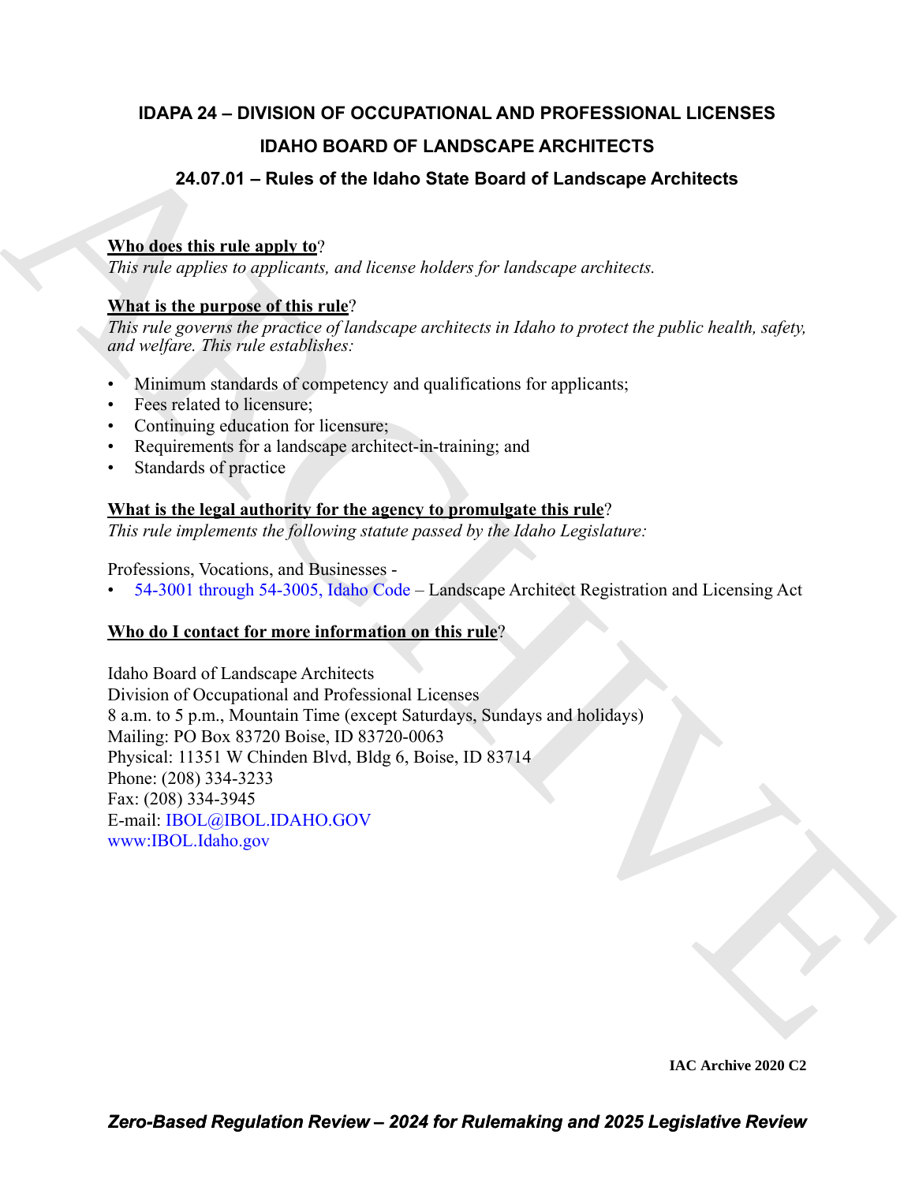# IDAPA 24 – DIVISION OF OCCUPATIONAL AND PROFESSIONAL LICENSES

## IDAHO BOARD OF LANDSCAPE ARCHITECTS

## 24.07.01 – Rules of the Idaho State Board of Landscape Architects

**Who does this rule apply to**?

*This rule applies to applicants, and license holders for landscape architects.*

**What is the purpose of this rule**?

*This rule governs the practice of landscape architects in Idaho to protect the public health, safety, and welfare. This rule establishes:*

- Minimum standards of competency and qualifications for applicants;
- Fees related to licensure;
- Continuing education for licensure;
- Requirements for a landscape architect-in-training; and
- Standards of practice

**What is the legal authority for the agency to promulgate this rule**?

*This rule implements the following statute passed by the Idaho Legislature:*

Professions, Vocations, and Businesses -

- 54-3001 through 54-3005, Idaho Code – Landscape Architect Registration and Licensing Act

**Who do I contact for more information on this rule**?

Idaho Board of Landscape Architects
Division of Occupational and Professional Licenses
8 a.m. to 5 p.m., Mountain Time (except Saturdays, Sundays and holidays)
Mailing: PO Box 83720 Boise, ID 83720-0063
Physical: 11351 W Chinden Blvd, Bldg 6, Boise, ID 83714
Phone: (208) 334-3233
Fax: (208) 334-3945
E-mail: IBOL@IBOL.IDAHO.GOV
www:IBOL.Idaho.gov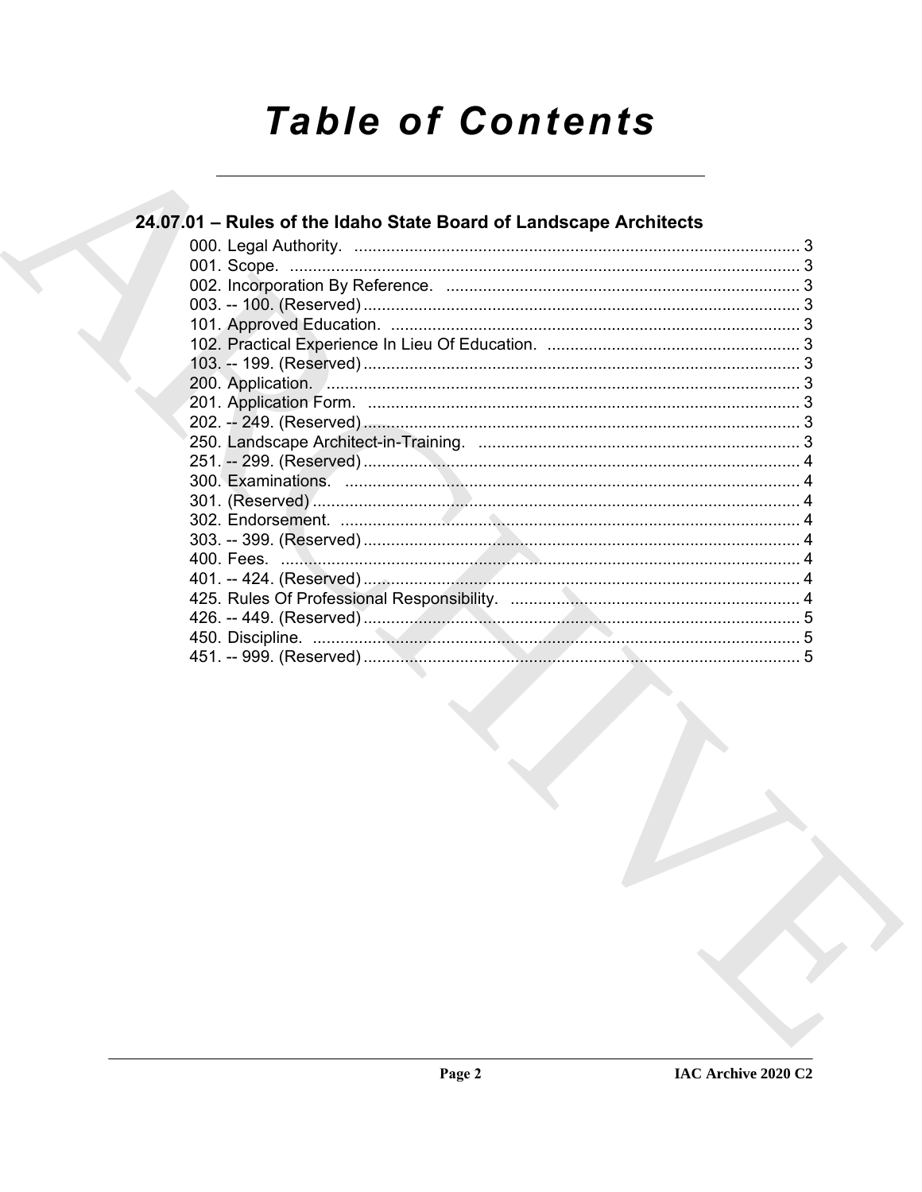# Table of Contents

## 24.07.01 – Rules of the Idaho State Board of Landscape Architects

000. Legal Authority. ... 3
001. Scope. ... 3
002. Incorporation By Reference. ... 3
003. -- 100. (Reserved) ... 3
101. Approved Education. ... 3
102. Practical Experience In Lieu Of Education. ... 3
103. -- 199. (Reserved) ... 3
200. Application. ... 3
201. Application Form. ... 3
202. -- 249. (Reserved) ... 3
250. Landscape Architect-in-Training. ... 3
251. -- 299. (Reserved) ... 4
300. Examinations. ... 4
301. (Reserved) ... 4
302. Endorsement. ... 4
303. -- 399. (Reserved) ... 4
400. Fees. ... 4
401. -- 424. (Reserved) ... 4
425. Rules Of Professional Responsibility. ... 4
426. -- 449. (Reserved) ... 5
450. Discipline. ... 5
451. -- 999. (Reserved) ... 5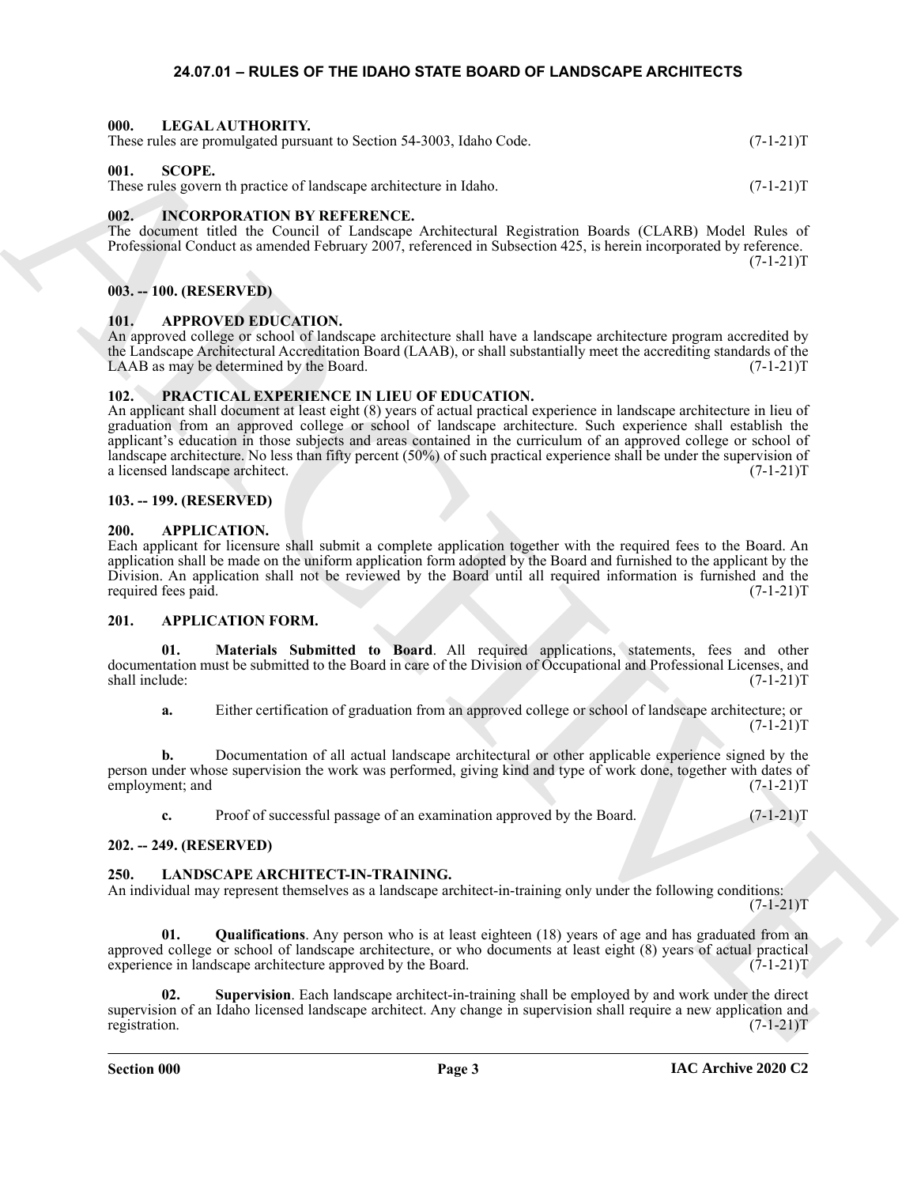## 24.07.01 – RULES OF THE IDAHO STATE BOARD OF LANDSCAPE ARCHITECTS

### 000. LEGAL AUTHORITY.
These rules are promulgated pursuant to Section 54-3003, Idaho Code. (7-1-21)T

### 001. SCOPE.
These rules govern th practice of landscape architecture in Idaho. (7-1-21)T

### 002. INCORPORATION BY REFERENCE.
The document titled the Council of Landscape Architectural Registration Boards (CLARB) Model Rules of Professional Conduct as amended February 2007, referenced in Subsection 425, is herein incorporated by reference. (7-1-21)T

### 003. -- 100. (RESERVED)

### 101. APPROVED EDUCATION.
An approved college or school of landscape architecture shall have a landscape architecture program accredited by the Landscape Architectural Accreditation Board (LAAB), or shall substantially meet the accrediting standards of the LAAB as may be determined by the Board. (7-1-21)T

### 102. PRACTICAL EXPERIENCE IN LIEU OF EDUCATION.
An applicant shall document at least eight (8) years of actual practical experience in landscape architecture in lieu of graduation from an approved college or school of landscape architecture. Such experience shall establish the applicant's education in those subjects and areas contained in the curriculum of an approved college or school of landscape architecture. No less than fifty percent (50%) of such practical experience shall be under the supervision of a licensed landscape architect. (7-1-21)T

### 103. -- 199. (RESERVED)

### 200. APPLICATION.
Each applicant for licensure shall submit a complete application together with the required fees to the Board. An application shall be made on the uniform application form adopted by the Board and furnished to the applicant by the Division. An application shall not be reviewed by the Board until all required information is furnished and the required fees paid. (7-1-21)T

### 201. APPLICATION FORM.

**01. Materials Submitted to Board**. All required applications, statements, fees and other documentation must be submitted to the Board in care of the Division of Occupational and Professional Licenses, and shall include: (7-1-21)T

**a.** Either certification of graduation from an approved college or school of landscape architecture; or (7-1-21)T

**b.** Documentation of all actual landscape architectural or other applicable experience signed by the person under whose supervision the work was performed, giving kind and type of work done, together with dates of employment; and (7-1-21)T

**c.** Proof of successful passage of an examination approved by the Board. (7-1-21)T

### 202. -- 249. (RESERVED)

### 250. LANDSCAPE ARCHITECT-IN-TRAINING.
An individual may represent themselves as a landscape architect-in-training only under the following conditions: (7-1-21)T

**01. Qualifications**. Any person who is at least eighteen (18) years of age and has graduated from an approved college or school of landscape architecture, or who documents at least eight (8) years of actual practical experience in landscape architecture approved by the Board. (7-1-21)T

**02. Supervision**. Each landscape architect-in-training shall be employed by and work under the direct supervision of an Idaho licensed landscape architect. Any change in supervision shall require a new application and registration. (7-1-21)T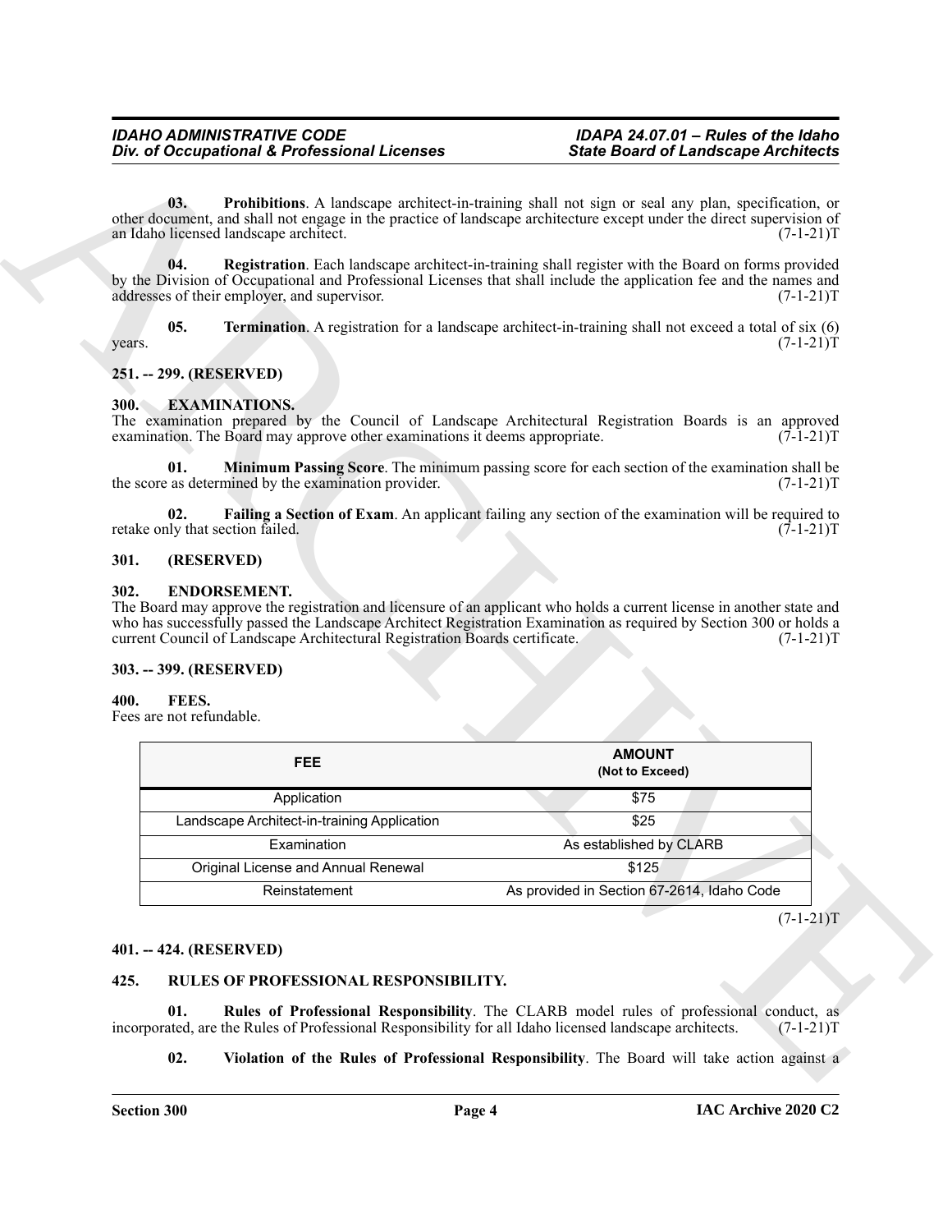**03. Prohibitions**. A landscape architect-in-training shall not sign or seal any plan, specification, or other document, and shall not engage in the practice of landscape architecture except under the direct supervision of an Idaho licensed landscape architect. (7-1-21)T

**04. Registration**. Each landscape architect-in-training shall register with the Board on forms provided by the Division of Occupational and Professional Licenses that shall include the application fee and the names and addresses of their employer, and supervisor. (7-1-21)T

**05. Termination**. A registration for a landscape architect-in-training shall not exceed a total of six (6) years. (7-1-21)T

## 251. -- 299. (RESERVED)

## 300. EXAMINATIONS.

The examination prepared by the Council of Landscape Architectural Registration Boards is an approved examination. The Board may approve other examinations it deems appropriate. (7-1-21)T

**01. Minimum Passing Score**. The minimum passing score for each section of the examination shall be the score as determined by the examination provider. (7-1-21)T

**02. Failing a Section of Exam**. An applicant failing any section of the examination will be required to retake only that section failed. (7-1-21)T

## 301. (RESERVED)

## 302. ENDORSEMENT.

The Board may approve the registration and licensure of an applicant who holds a current license in another state and who has successfully passed the Landscape Architect Registration Examination as required by Section 300 or holds a current Council of Landscape Architectural Registration Boards certificate. (7-1-21)T

## 303. -- 399. (RESERVED)

## 400. FEES.

Fees are not refundable.

| FEE | AMOUNT (Not to Exceed) |
|---|---|
| Application | $75 |
| Landscape Architect-in-training Application | $25 |
| Examination | As established by CLARB |
| Original License and Annual Renewal | $125 |
| Reinstatement | As provided in Section 67-2614, Idaho Code |

(7-1-21)T

## 401. -- 424. (RESERVED)

## 425. RULES OF PROFESSIONAL RESPONSIBILITY.

**01. Rules of Professional Responsibility**. The CLARB model rules of professional conduct, as incorporated, are the Rules of Professional Responsibility for all Idaho licensed landscape architects. (7-1-21)T

**02. Violation of the Rules of Professional Responsibility**. The Board will take action against a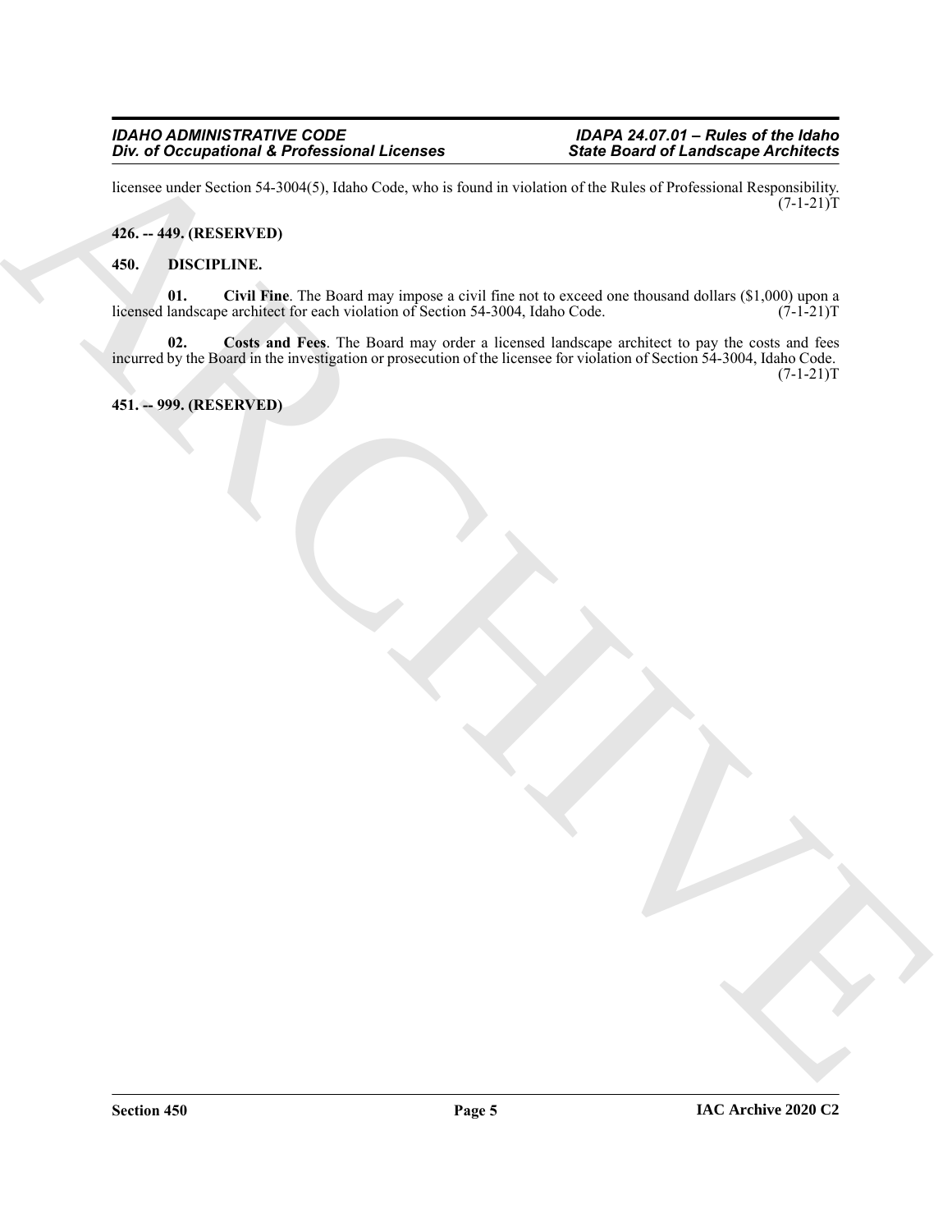licensee under Section 54-3004(5), Idaho Code, who is found in violation of the Rules of Professional Responsibility. (7-1-21)T

**426. -- 449. (RESERVED)**

**450. DISCIPLINE.**

**01. Civil Fine**. The Board may impose a civil fine not to exceed one thousand dollars ($1,000) upon a licensed landscape architect for each violation of Section 54-3004, Idaho Code. (7-1-21)T

**02. Costs and Fees**. The Board may order a licensed landscape architect to pay the costs and fees incurred by the Board in the investigation or prosecution of the licensee for violation of Section 54-3004, Idaho Code. (7-1-21)T

**451. -- 999. (RESERVED)**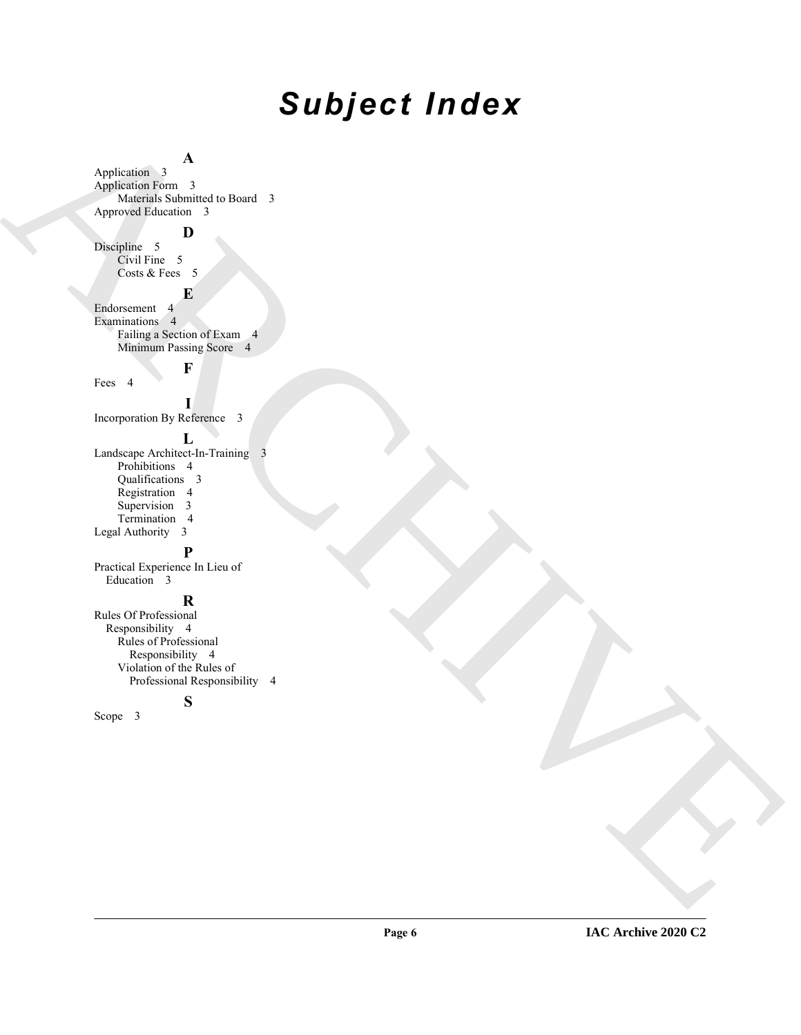# *Subject Index*

**A**

Application 3
Application Form 3
    Materials Submitted to Board 3
Approved Education 3

**D**

Discipline 5
    Civil Fine 5
    Costs & Fees 5

**E**

Endorsement 4
Examinations 4
    Failing a Section of Exam 4
    Minimum Passing Score 4

**F**

Fees 4

**I**

Incorporation By Reference 3

**L**

Landscape Architect-In-Training 3
    Prohibitions 4
    Qualifications 3
    Registration 4
    Supervision 3
    Termination 4
Legal Authority 3

**P**

Practical Experience In Lieu of Education 3

**R**

Rules Of Professional Responsibility 4
    Rules of Professional Responsibility 4
    Violation of the Rules of Professional Responsibility 4

**S**

Scope 3